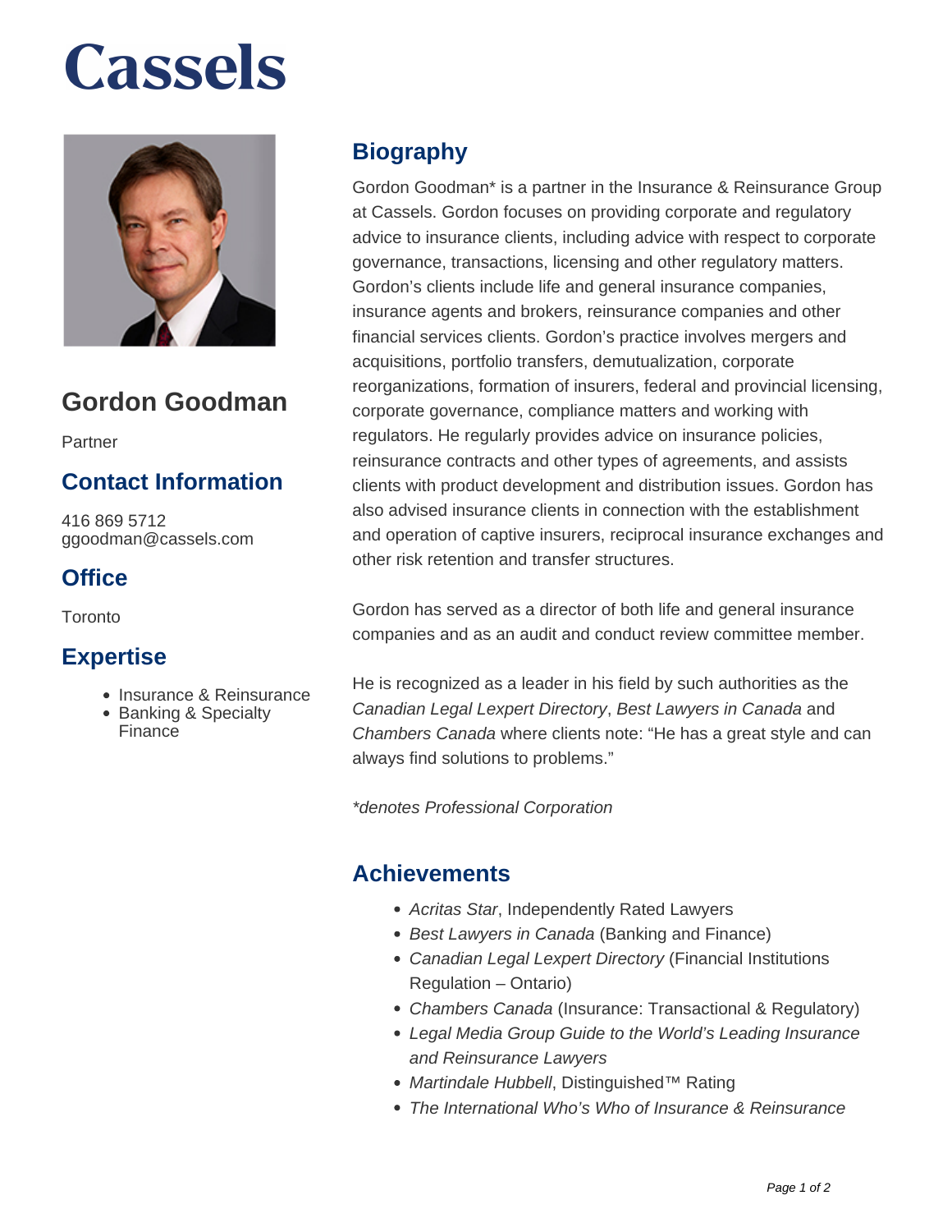# Cassels

## Gordon Goodman

Partner

### Contact Information

416 869 5712
ggoodman@cassels.com

### Office

Toronto

### Expertise

- Insurance & Reinsurance
- Banking & Specialty Finance

## Biography

Gordon Goodman* is a partner in the Insurance & Reinsurance Group at Cassels. Gordon focuses on providing corporate and regulatory advice to insurance clients, including advice with respect to corporate governance, transactions, licensing and other regulatory matters. Gordon's clients include life and general insurance companies, insurance agents and brokers, reinsurance companies and other financial services clients. Gordon's practice involves mergers and acquisitions, portfolio transfers, demutualization, corporate reorganizations, formation of insurers, federal and provincial licensing, corporate governance, compliance matters and working with regulators. He regularly provides advice on insurance policies, reinsurance contracts and other types of agreements, and assists clients with product development and distribution issues. Gordon has also advised insurance clients in connection with the establishment and operation of captive insurers, reciprocal insurance exchanges and other risk retention and transfer structures.

Gordon has served as a director of both life and general insurance companies and as an audit and conduct review committee member.

He is recognized as a leader in his field by such authorities as the *Canadian Legal Lexpert Directory*, *Best Lawyers in Canada* and *Chambers Canada* where clients note: "He has a great style and can always find solutions to problems."

*\*denotes Professional Corporation*

## Achievements

- *Acritas Star*, Independently Rated Lawyers
- *Best Lawyers in Canada* (Banking and Finance)
- *Canadian Legal Lexpert Directory* (Financial Institutions Regulation – Ontario)
- *Chambers Canada* (Insurance: Transactional & Regulatory)
- *Legal Media Group Guide to the World's Leading Insurance and Reinsurance Lawyers*
- *Martindale Hubbell*, Distinguished™ Rating
- *The International Who's Who of Insurance & Reinsurance*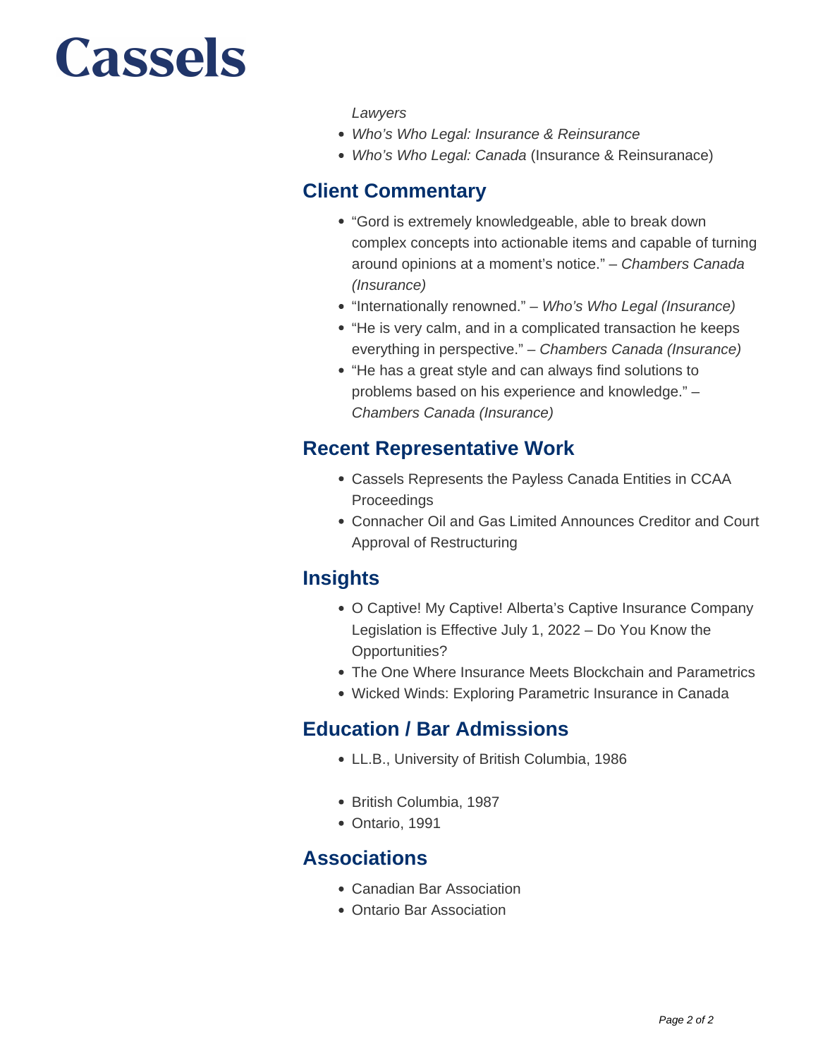*Lawyers*

- *Who's Who Legal: Insurance & Reinsurance*
- *Who's Who Legal: Canada* (Insurance & Reinsuranace)

## Client Commentary

- "Gord is extremely knowledgeable, able to break down complex concepts into actionable items and capable of turning around opinions at a moment's notice." – *Chambers Canada (Insurance)*
- "Internationally renowned." – *Who's Who Legal (Insurance)*
- "He is very calm, and in a complicated transaction he keeps everything in perspective." – *Chambers Canada (Insurance)*
- "He has a great style and can always find solutions to problems based on his experience and knowledge." – *Chambers Canada (Insurance)*

## Recent Representative Work

- Cassels Represents the Payless Canada Entities in CCAA Proceedings
- Connacher Oil and Gas Limited Announces Creditor and Court Approval of Restructuring

## Insights

- O Captive! My Captive! Alberta's Captive Insurance Company Legislation is Effective July 1, 2022 – Do You Know the Opportunities?
- The One Where Insurance Meets Blockchain and Parametrics
- Wicked Winds: Exploring Parametric Insurance in Canada

## Education / Bar Admissions

- LL.B., University of British Columbia, 1986

- British Columbia, 1987
- Ontario, 1991

## Associations

- Canadian Bar Association
- Ontario Bar Association